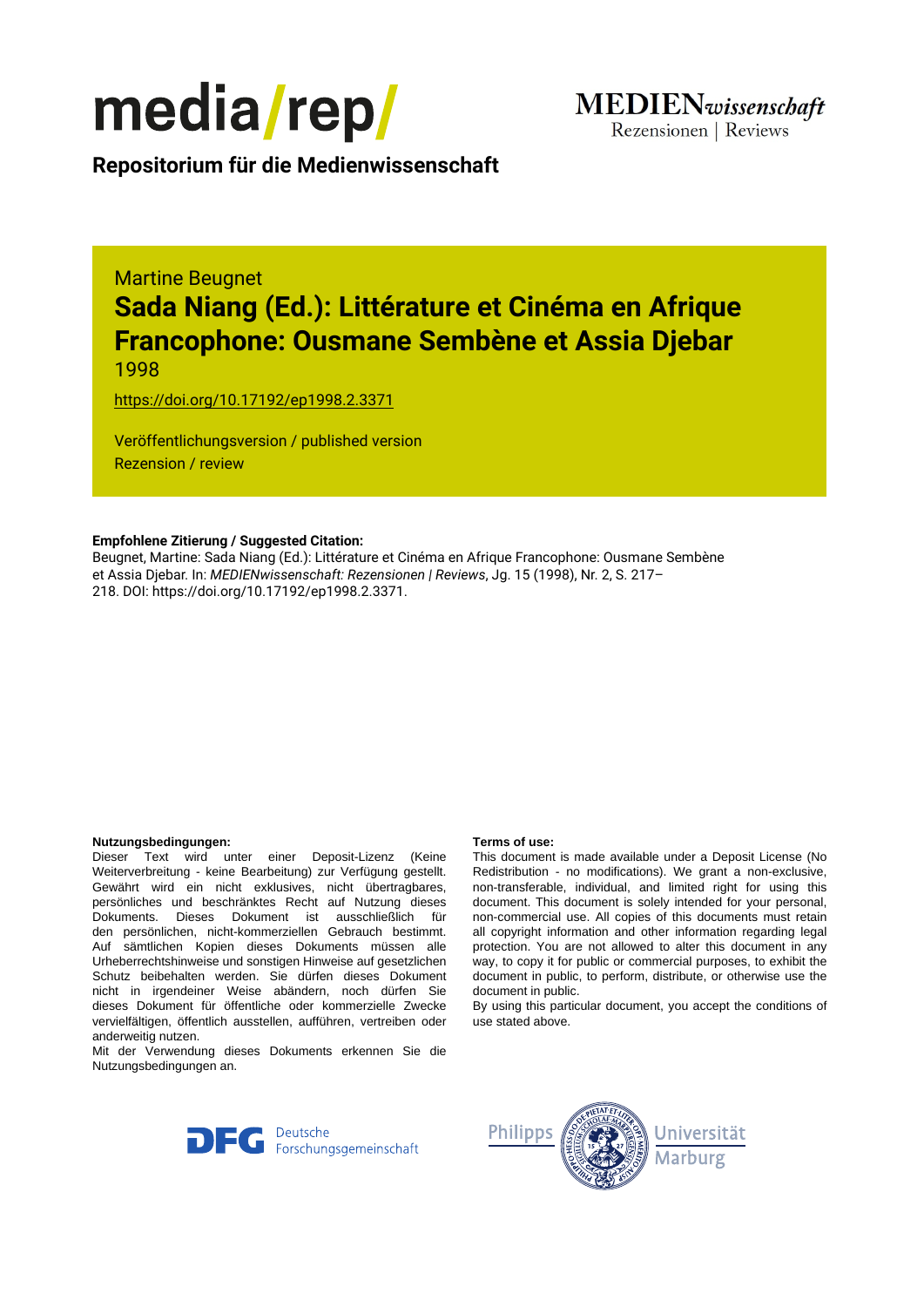# media/rep/

**Repositorium für die Medienwissenschaft**

MEDIENwissenschaft
Rezensionen | Reviews

Martine Beugnet

## Sada Niang (Ed.): Littérature et Cinéma en Afrique Francophone: Ousmane Sembène et Assia Djebar

1998

https://doi.org/10.17192/ep1998.2.3371

Veröffentlichungsversion / published version
Rezension / review

**Empfohlene Zitierung / Suggested Citation:**
Beugnet, Martine: Sada Niang (Ed.): Littérature et Cinéma en Afrique Francophone: Ousmane Sembène et Assia Djebar. In: *MEDIENwissenschaft: Rezensionen | Reviews*, Jg. 15 (1998), Nr. 2, S. 217–218. DOI: https://doi.org/10.17192/ep1998.2.3371.

**Nutzungsbedingungen:**
Dieser Text wird unter einer Deposit-Lizenz (Keine Weiterverbreitung - keine Bearbeitung) zur Verfügung gestellt. Gewährt wird ein nicht exklusives, nicht übertragbares, persönliches und beschränktes Recht auf Nutzung dieses Dokuments. Dieses Dokument ist ausschließlich für den persönlichen, nicht-kommerziellen Gebrauch bestimmt. Auf sämtlichen Kopien dieses Dokuments müssen alle Urheberrechtshinweise und sonstigen Hinweise auf gesetzlichen Schutz beibehalten werden. Sie dürfen dieses Dokument nicht in irgendeiner Weise abändern, noch dürfen Sie dieses Dokument für öffentliche oder kommerzielle Zwecke vervielfältigen, öffentlich ausstellen, aufführen, vertreiben oder anderweitig nutzen.
Mit der Verwendung dieses Dokuments erkennen Sie die Nutzungsbedingungen an.

**Terms of use:**
This document is made available under a Deposit License (No Redistribution - no modifications). We grant a non-exclusive, non-transferable, individual, and limited right for using this document. This document is solely intended for your personal, non-commercial use. All copies of this documents must retain all copyright information and other information regarding legal protection. You are not allowed to alter this document in any way, to copy it for public or commercial purposes, to exhibit the document in public, to perform, distribute, or otherwise use the document in public.
By using this particular document, you accept the conditions of use stated above.

DFG Deutsche Forschungsgemeinschaft

Philipps Universität Marburg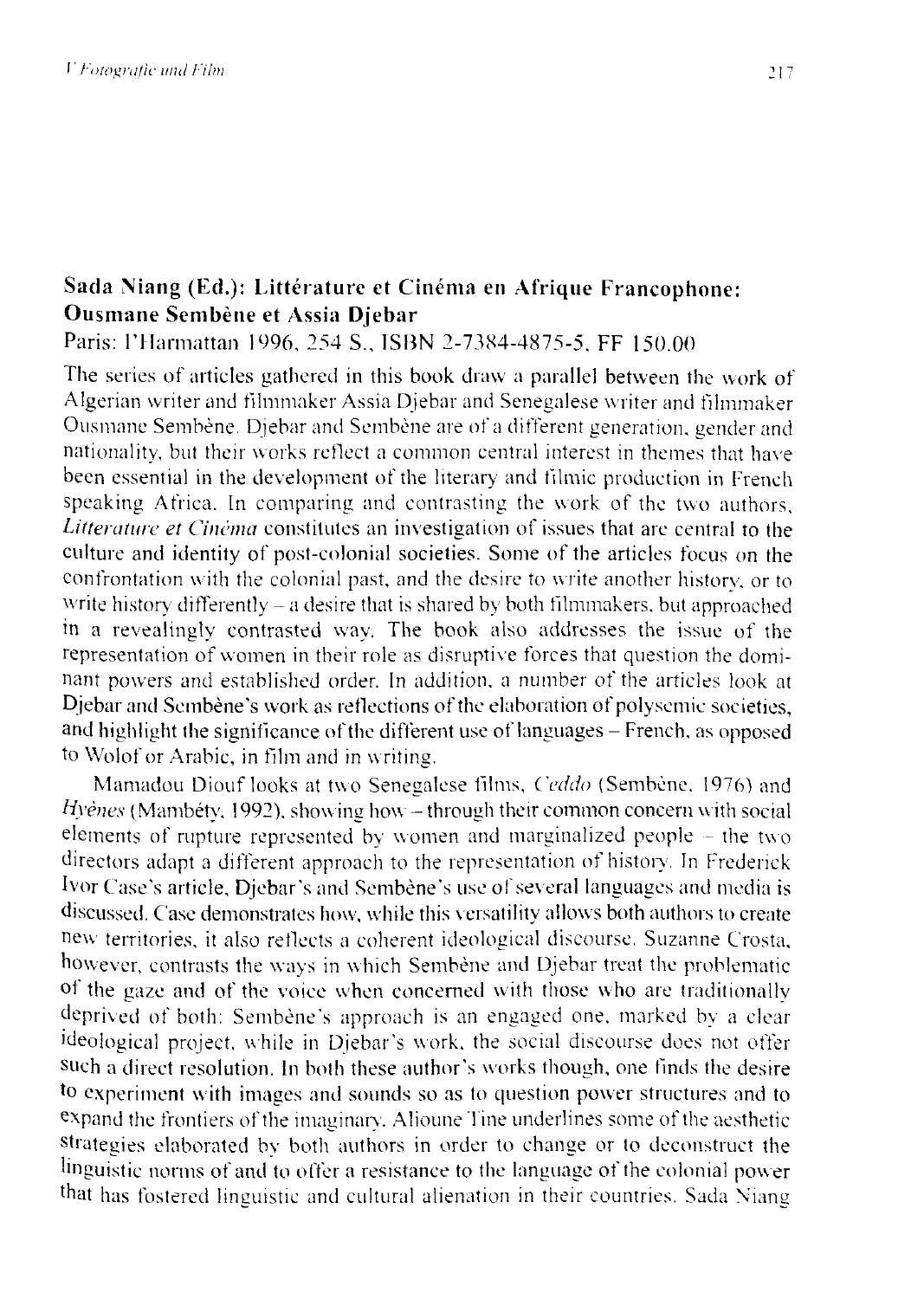## Sada Niang (Ed.): Littérature et Cinéma en Afrique Francophone: Ousmane Sembène et Assia Djebar

Paris: l'Harmattan 1996, 254 S., ISBN 2-7384-4875-5, FF 150.00

The series of articles gathered in this book draw a parallel between the work of Algerian writer and filmmaker Assia Djebar and Senegalese writer and filmmaker Ousmane Sembène. Djebar and Sembène are of a different generation, gender and nationality, but their works reflect a common central interest in themes that have been essential in the development of the literary and filmic production in French speaking Africa. In comparing and contrasting the work of the two authors, *Littérature et Cinéma* constitutes an investigation of issues that are central to the culture and identity of post-colonial societies. Some of the articles focus on the confrontation with the colonial past, and the desire to write another history, or to write history differently – a desire that is shared by both filmmakers, but approached in a revealingly contrasted way. The book also addresses the issue of the representation of women in their role as disruptive forces that question the dominant powers and established order. In addition, a number of the articles look at Djebar and Sembène's work as reflections of the elaboration of polysemic societies, and highlight the significance of the different use of languages – French, as opposed to Wolof or Arabic, in film and in writing.

Mamadou Diouf looks at two Senegalese films, *Ceddo* (Sembène, 1976) and *Hyènes* (Mambéty, 1992), showing how – through their common concern with social elements of rupture represented by women and marginalized people – the two directors adapt a different approach to the representation of history. In Frederick Ivor Case's article, Djebar's and Sembène's use of several languages and media is discussed. Case demonstrates how, while this versatility allows both authors to create new territories, it also reflects a coherent ideological discourse. Suzanne Crosta, however, contrasts the ways in which Sembène and Djebar treat the problematic of the gaze and of the voice when concerned with those who are traditionally deprived of both: Sembène's approach is an engaged one, marked by a clear ideological project, while in Djebar's work, the social discourse does not offer such a direct resolution. In both these author's works though, one finds the desire to experiment with images and sounds so as to question power structures and to expand the frontiers of the imaginary. Alioune Tine underlines some of the aesthetic strategies elaborated by both authors in order to change or to deconstruct the linguistic norms of and to offer a resistance to the language of the colonial power that has fostered linguistic and cultural alienation in their countries. Sada Niang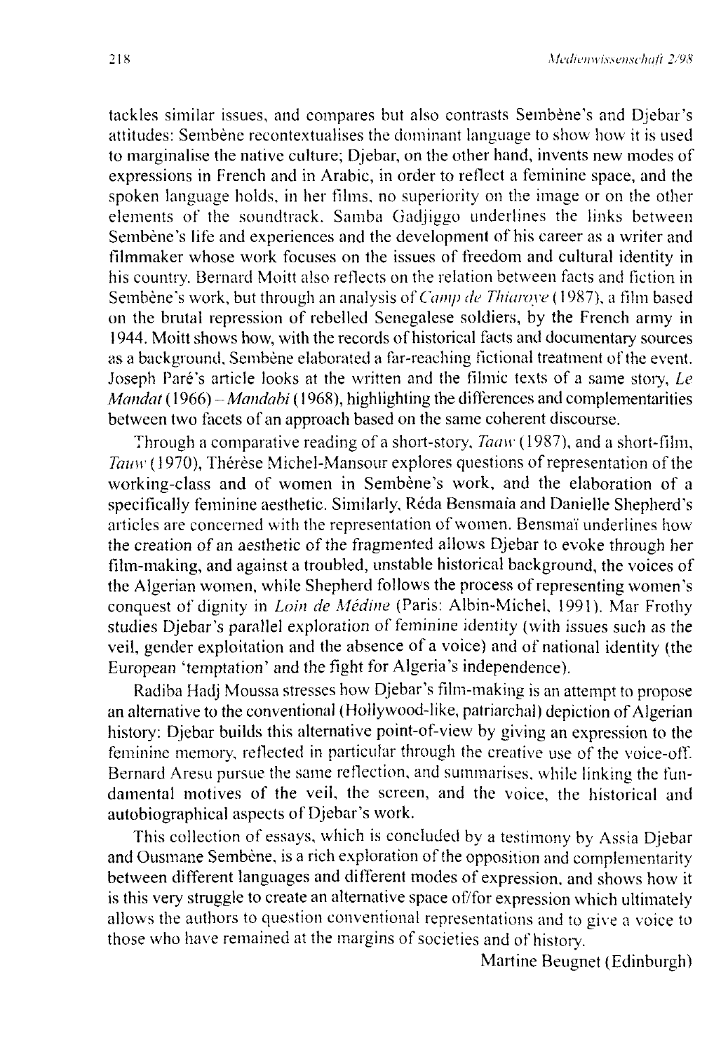tackles similar issues, and compares but also contrasts Sembène's and Djebar's attitudes: Sembène recontextualises the dominant language to show how it is used to marginalise the native culture; Djebar, on the other hand, invents new modes of expressions in French and in Arabic, in order to reflect a feminine space, and the spoken language holds, in her films, no superiority on the image or on the other elements of the soundtrack. Samba Gadjiggo underlines the links between Sembène's life and experiences and the development of his career as a writer and filmmaker whose work focuses on the issues of freedom and cultural identity in his country. Bernard Moitt also reflects on the relation between facts and fiction in Sembène's work, but through an analysis of *Camp de Thiaroye* (1987), a film based on the brutal repression of rebelled Senegalese soldiers, by the French army in 1944. Moitt shows how, with the records of historical facts and documentary sources as a background, Sembène elaborated a far-reaching fictional treatment of the event. Joseph Paré's article looks at the written and the filmic texts of a same story, *Le Mandat* (1966) – *Mandabi* (1968), highlighting the differences and complementarities between two facets of an approach based on the same coherent discourse.

Through a comparative reading of a short-story, *Taaw* (1987), and a short-film, *Taaw* (1970), Thérèse Michel-Mansour explores questions of representation of the working-class and of women in Sembène's work, and the elaboration of a specifically feminine aesthetic. Similarly, Réda Bensmaia and Danielle Shepherd's articles are concerned with the representation of women. Bensmaï underlines how the creation of an aesthetic of the fragmented allows Djebar to evoke through her film-making, and against a troubled, unstable historical background, the voices of the Algerian women, while Shepherd follows the process of representing women's conquest of dignity in *Loin de Médine* (Paris: Albin-Michel, 1991). Mar Frothy studies Djebar's parallel exploration of feminine identity (with issues such as the veil, gender exploitation and the absence of a voice) and of national identity (the European 'temptation' and the fight for Algeria's independence).

Radiba Hadj Moussa stresses how Djebar's film-making is an attempt to propose an alternative to the conventional (Hollywood-like, patriarchal) depiction of Algerian history: Djebar builds this alternative point-of-view by giving an expression to the feminine memory, reflected in particular through the creative use of the voice-off. Bernard Aresu pursue the same reflection, and summarises, while linking the fundamental motives of the veil, the screen, and the voice, the historical and autobiographical aspects of Djebar's work.

This collection of essays, which is concluded by a testimony by Assia Djebar and Ousmane Sembène, is a rich exploration of the opposition and complementarity between different languages and different modes of expression, and shows how it is this very struggle to create an alternative space of/for expression which ultimately allows the authors to question conventional representations and to give a voice to those who have remained at the margins of societies and of history.

Martine Beugnet (Edinburgh)